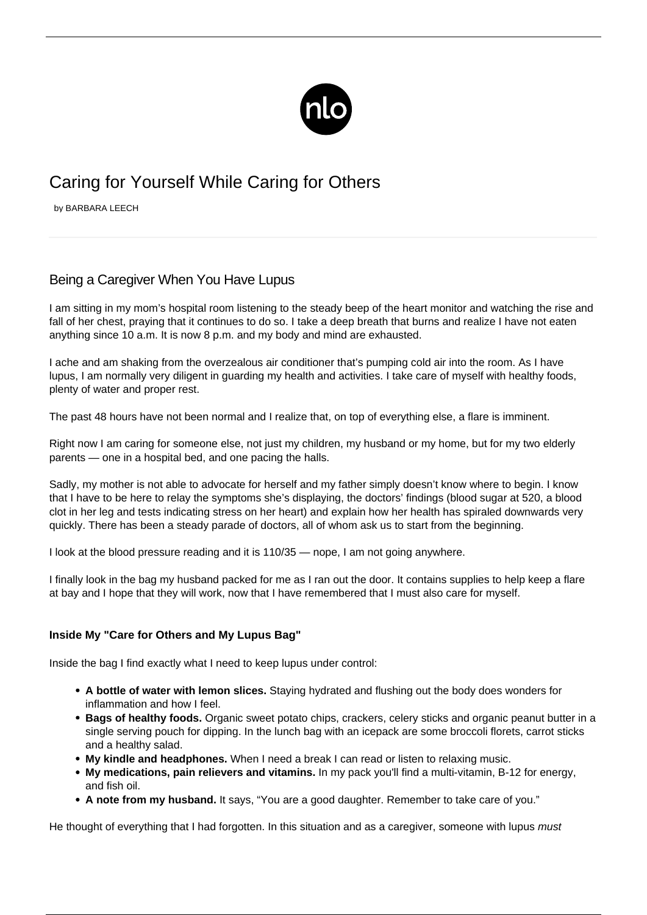# Caring for Yourself While Caring for Others

by BARBARA LEECH

## Being a Caregiver When You Have Lupus

I am sitting in my mom's hospital room listening to the steady beep of the heart monitor and watching the rise and fall of her chest, praying that it continues to do so. I take a deep breath that burns and realize I have not eaten anything since 10 a.m. It is now 8 p.m. and my body and mind are exhausted.

I ache and am shaking from the overzealous air conditioner that's pumping cold air into the room. As I have lupus, I am normally very diligent in guarding my health and activities. I take care of myself with healthy foods, plenty of water and proper rest.

The past 48 hours have not been normal and I realize that, on top of everything else, a flare is imminent.

Right now I am caring for someone else, not just my children, my husband or my home, but for my two elderly parents — one in a hospital bed, and one pacing the halls.

Sadly, my mother is not able to advocate for herself and my father simply doesn't know where to begin. I know that I have to be here to relay the symptoms she's displaying, the doctors' findings (blood sugar at 520, a blood clot in her leg and tests indicating stress on her heart) and explain how her health has spiraled downwards very quickly. There has been a steady parade of doctors, all of whom ask us to start from the beginning.

I look at the blood pressure reading and it is 110/35 — nope, I am not going anywhere.

I finally look in the bag my husband packed for me as I ran out the door. It contains supplies to help keep a flare at bay and I hope that they will work, now that I have remembered that I must also care for myself.

#### Inside My "Care for Others and My Lupus Bag"

Inside the bag I find exactly what I need to keep lupus under control:

- **A bottle of water with lemon slices.** Staying hydrated and flushing out the body does wonders for inflammation and how I feel.
- **Bags of healthy foods.** Organic sweet potato chips, crackers, celery sticks and organic peanut butter in a single serving pouch for dipping. In the lunch bag with an icepack are some broccoli florets, carrot sticks and a healthy salad.
- **My kindle and headphones.** When I need a break I can read or listen to relaxing music.
- **My medications, pain relievers and vitamins.** In my pack you'll find a multi-vitamin, B-12 for energy, and fish oil.
- **A note from my husband.** It says, "You are a good daughter. Remember to take care of you."

He thought of everything that I had forgotten. In this situation and as a caregiver, someone with lupus *must*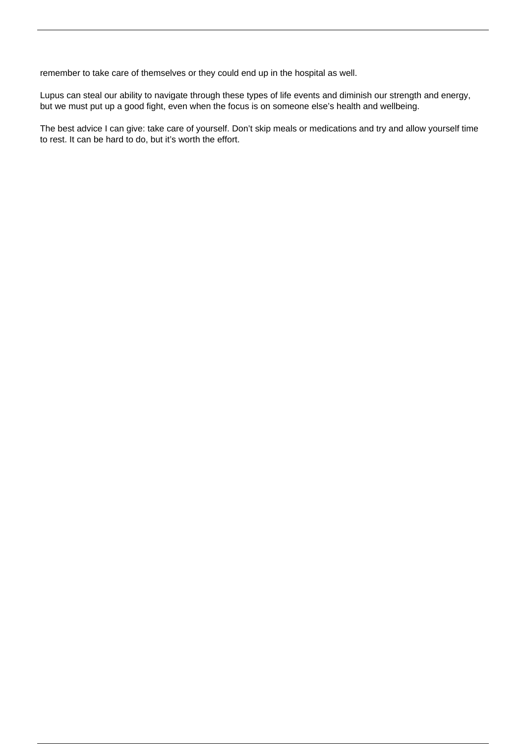remember to take care of themselves or they could end up in the hospital as well.

Lupus can steal our ability to navigate through these types of life events and diminish our strength and energy, but we must put up a good fight, even when the focus is on someone else's health and wellbeing.

The best advice I can give: take care of yourself. Don't skip meals or medications and try and allow yourself time to rest. It can be hard to do, but it's worth the effort.